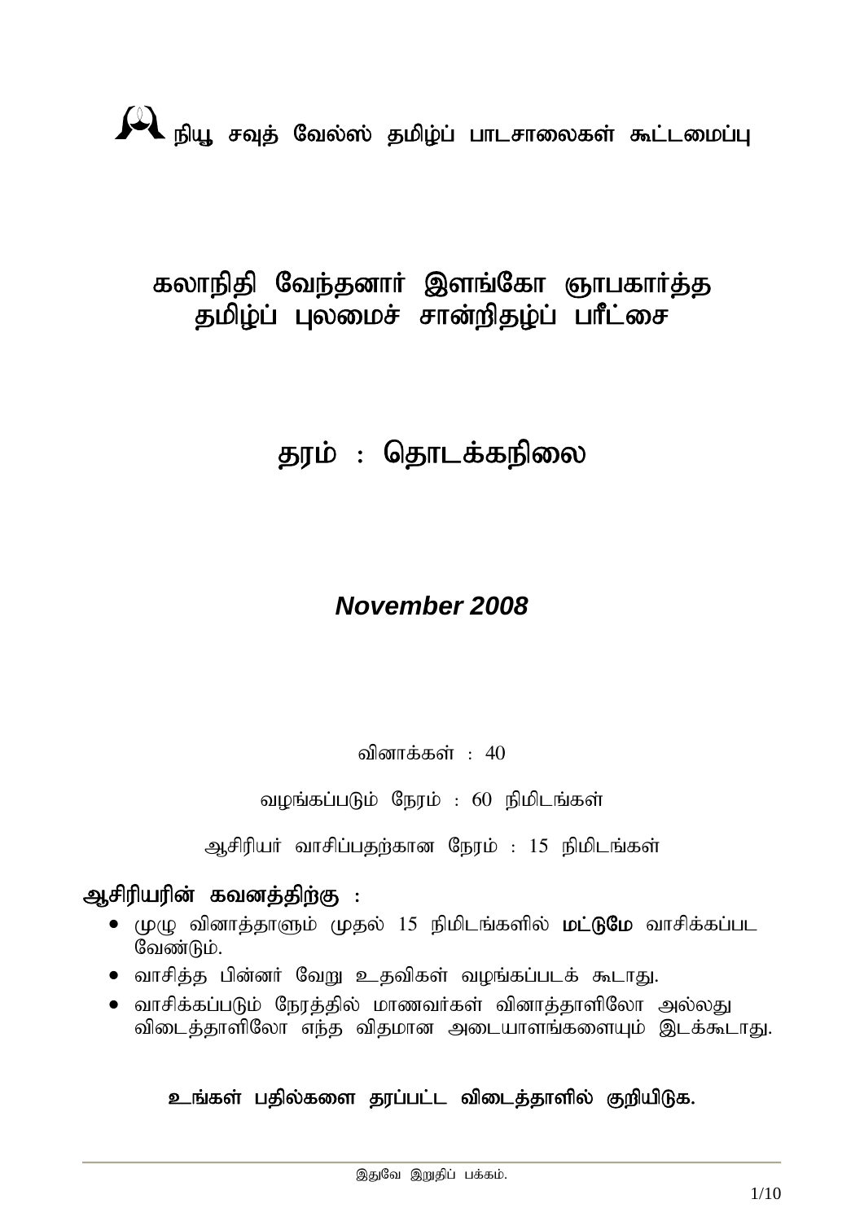நியூ சவுத் வேல்ஸ் தமிழ்ப் பாடசாலைகள் கூட்டமைப்பு

# கலாநிதி வேந்தனார் இளங்கோ ஞாபகார்த்த தமிழ்ப் புலமைச் சான்றிதழ்ப் பரீட்சை

## தரம் : தொடக்கநிலை

***November 2008***

வினாக்கள் : 40

வழங்கப்படும் நேரம் : 60 நிமிடங்கள்

ஆசிரியர் வாசிப்பதற்கான நேரம் : 15 நிமிடங்கள்

**ஆசிரியரின் கவனத்திற்கு :**

- முழு வினாத்தாளும் முதல் 15 நிமிடங்களில் **மட்டுமே** வாசிக்கப்பட வேண்டும்.
- வாசித்த பின்னர் வேறு உதவிகள் வழங்கப்படக் கூடாது.
- வாசிக்கப்படும் நேரத்தில் மாணவர்கள் வினாத்தாளிலோ அல்லது விடைத்தாளிலோ எந்த விதமான அடையாளங்களையும் இடக்கூடாது.

**உங்கள் பதில்களை தரப்பட்ட விடைத்தாளில் குறியிடுக.**

இதுவே இறுதிப் பக்கம்.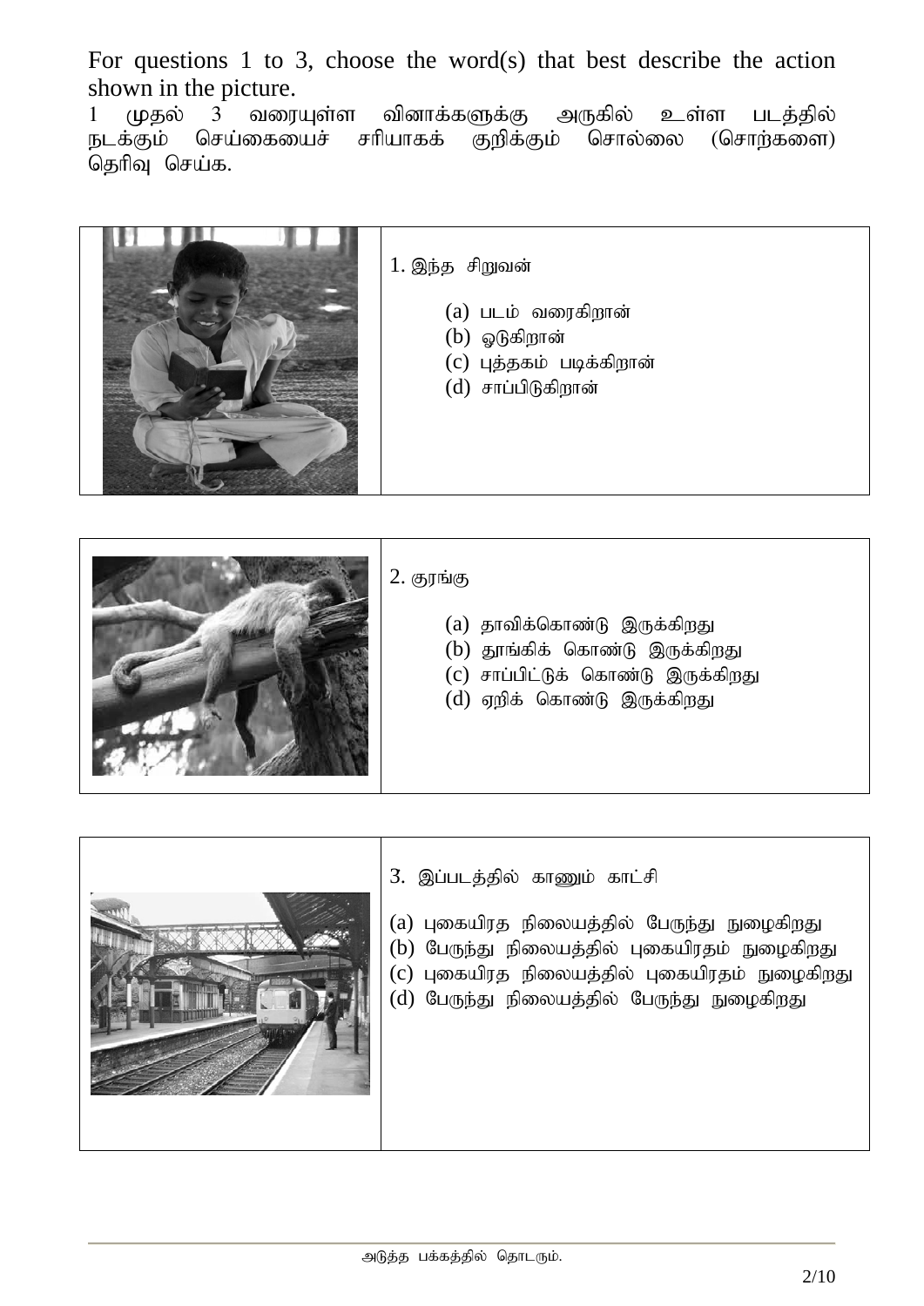For questions 1 to 3, choose the word(s) that best describe the action shown in the picture.

1 முதல் 3 வரையுள்ள வினாக்களுக்கு அருகில் உள்ள படத்தில் நடக்கும் செய்கையைச் சரியாகக் குறிக்கும் சொல்லை (சொற்களை) தெரிவு செய்க.

1. இந்த சிறுவன்

   (a) படம் வரைகிறான்
   (b) ஓடுகிறான்
   (c) புத்தகம் படிக்கிறான்
   (d) சாப்பிடுகிறான்

2. குரங்கு

   (a) தாவிக்கொண்டு இருக்கிறது
   (b) தூங்கிக் கொண்டு இருக்கிறது
   (c) சாப்பிட்டுக் கொண்டு இருக்கிறது
   (d) ஏறிக் கொண்டு இருக்கிறது

3. இப்படத்தில் காணும் காட்சி

   (a) புகையிரத நிலையத்தில் பேருந்து நுழைகிறது
   (b) பேருந்து நிலையத்தில் புகையிரதம் நுழைகிறது
   (c) புகையிரத நிலையத்தில் புகையிரதம் நுழைகிறது
   (d) பேருந்து நிலையத்தில் பேருந்து நுழைகிறது

அடுத்த பக்கத்தில் தொடரும்.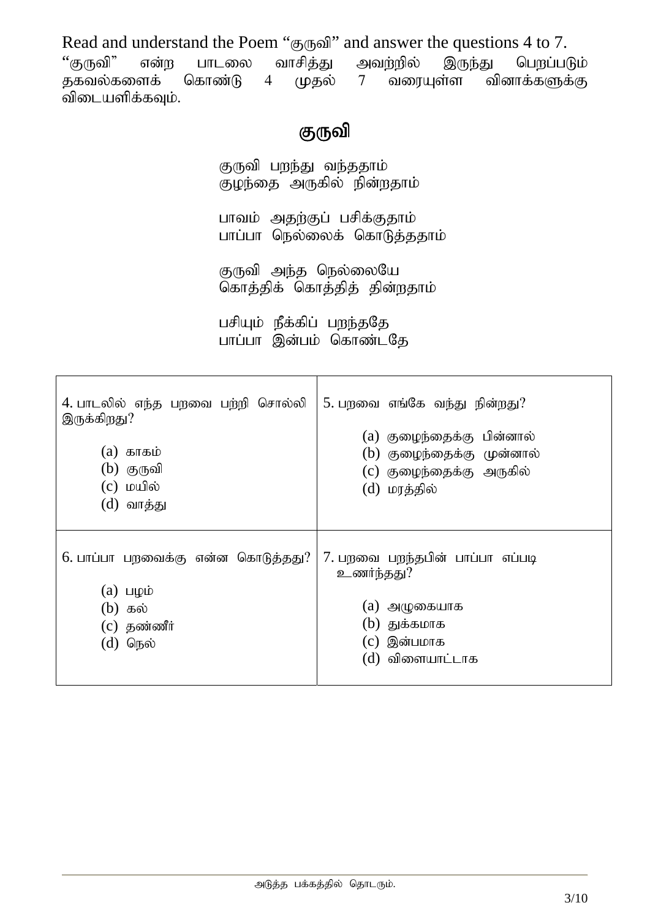Read and understand the Poem “குருவி” and answer the questions 4 to 7.
“குருவி” என்ற பாடலை வாசித்து அவற்றில் இருந்து பெறப்படும் தகவல்களைக் கொண்டு 4 முதல் 7 வரையுள்ள வினாக்களுக்கு விடையளிக்கவும்.

## குருவி

குருவி பறந்து வந்ததாம்
குழந்தை அருகில் நின்றதாம்

பாவம் அதற்குப் பசிக்குதாம்
பாப்பா நெல்லைக் கொடுத்ததாம்

குருவி அந்த நெல்லையே
கொத்திக் கொத்தித் தின்றதாம்

பசியும் நீக்கிப் பறந்ததே
பாப்பா இன்பம் கொண்டதே

| | |
|---|---|
| 4. பாடலில் எந்த பறவை பற்றி சொல்லி இருக்கிறது?<br><br>(a) காகம்<br>(b) குருவி<br>(c) மயில்<br>(d) வாத்து | 5. பறவை எங்கே வந்து நின்றது?<br><br>(a) குழைந்தைக்கு பின்னால்<br>(b) குழைந்தைக்கு முன்னால்<br>(c) குழைந்தைக்கு அருகில்<br>(d) மரத்தில் |
| 6. பாப்பா பறவைக்கு என்ன கொடுத்தது?<br><br>(a) பழம்<br>(b) கல்<br>(c) தண்ணீர்<br>(d) நெல் | 7. பறவை பறந்தபின் பாப்பா எப்படி உணர்ந்தது?<br><br>(a) அழுகையாக<br>(b) துக்கமாக<br>(c) இன்பமாக<br>(d) விளையாட்டாக |

அடுத்த பக்கத்தில் தொடரும்.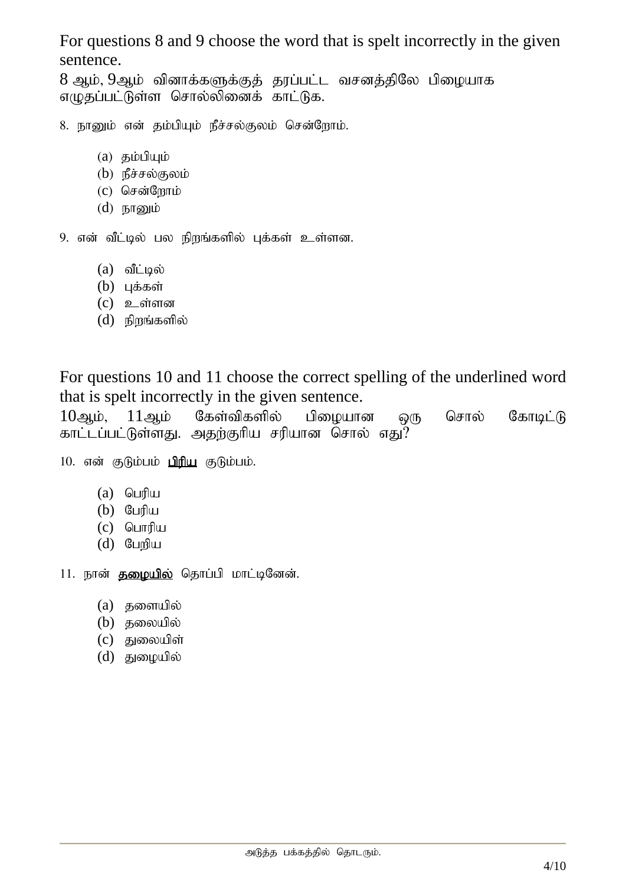For questions 8 and 9 choose the word that is spelt incorrectly in the given sentence.

8 ஆம், 9ஆம் வினாக்களுக்குத் தரப்பட்ட வசனத்திலே பிழையாக எழுதப்பட்டுள்ள சொல்லினைக் காட்டுக.

8. நானும் என் தம்பியும் நீச்சல்குலம் சென்றோம்.

   (a) தம்பியும்
   (b) நீச்சல்குலம்
   (c) சென்றோம்
   (d) நானும்

9. என் வீட்டில் பல நிறங்களில் புக்கள் உள்ளன.

   (a) வீட்டில்
   (b) புக்கள்
   (c) உள்ளன
   (d) நிறங்களில்

For questions 10 and 11 choose the correct spelling of the underlined word that is spelt incorrectly in the given sentence.

10ஆம், 11ஆம் கேள்விகளில் பிழையான ஒரு சொல் கோடிட்டு காட்டப்பட்டுள்ளது. அதற்குரிய சரியான சொல் எது?

10. என் குடும்பம் <u>பிரிய</u> குடும்பம்.

   (a) பெரிய
   (b) பேரிய
   (c) பொரிய
   (d) பேறிய

11. நான் <u>தழையில்</u> தொப்பி மாட்டினேன்.

   (a) தளையில்
   (b) தலையில்
   (c) துலையிள்
   (d) துழையில்

அடுத்த பக்கத்தில் தொடரும்.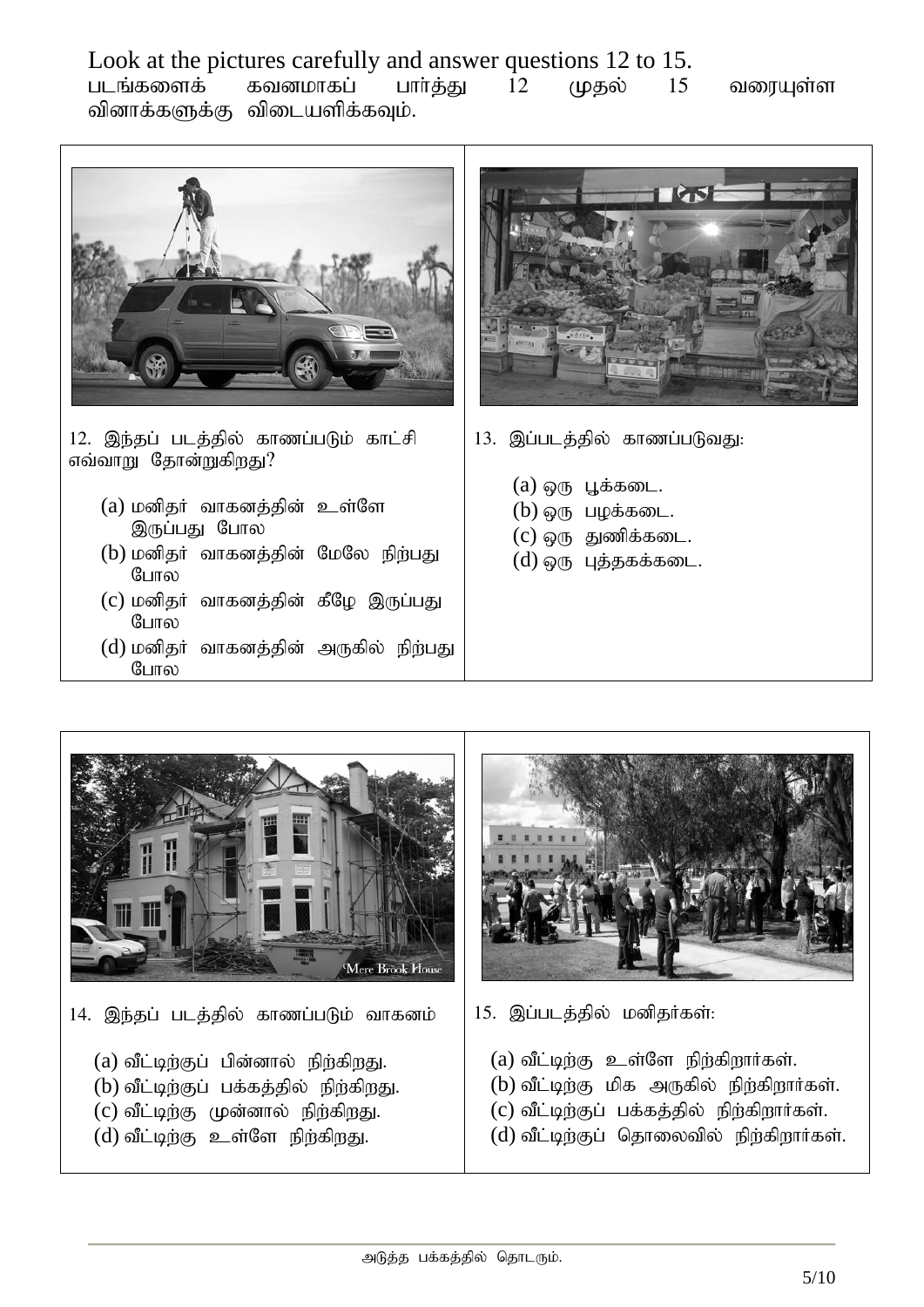Look at the pictures carefully and answer questions 12 to 15.
படங்களைக் கவனமாகப் பார்த்து 12 முதல் 15 வரையுள்ள வினாக்களுக்கு விடையளிக்கவும்.

12. இந்தப் படத்தில் காணப்படும் காட்சி எவ்வாறு தோன்றுகிறது?

(a) மனிதர் வாகனத்தின் உள்ளே இருப்பது போல
(b) மனிதர் வாகனத்தின் மேலே நிற்பது போல
(c) மனிதர் வாகனத்தின் கீழே இருப்பது போல
(d) மனிதர் வாகனத்தின் அருகில் நிற்பது போல

13. இப்படத்தில் காணப்படுவது:

(a) ஒரு பூக்கடை.
(b) ஒரு பழக்கடை.
(c) ஒரு துணிக்கடை.
(d) ஒரு புத்தகக்கடை.

14. இந்தப் படத்தில் காணப்படும் வாகனம்

(a) வீட்டிற்குப் பின்னால் நிற்கிறது.
(b) வீட்டிற்குப் பக்கத்தில் நிற்கிறது.
(c) வீட்டிற்கு முன்னால் நிற்கிறது.
(d) வீட்டிற்கு உள்ளே நிற்கிறது.

15. இப்படத்தில் மனிதர்கள்:

(a) வீட்டிற்கு உள்ளே நிற்கிறார்கள்.
(b) வீட்டிற்கு மிக அருகில் நிற்கிறார்கள்.
(c) வீட்டிற்குப் பக்கத்தில் நிற்கிறார்கள்.
(d) வீட்டிற்குப் தொலைவில் நிற்கிறார்கள்.

அடுத்த பக்கத்தில் தொடரும்.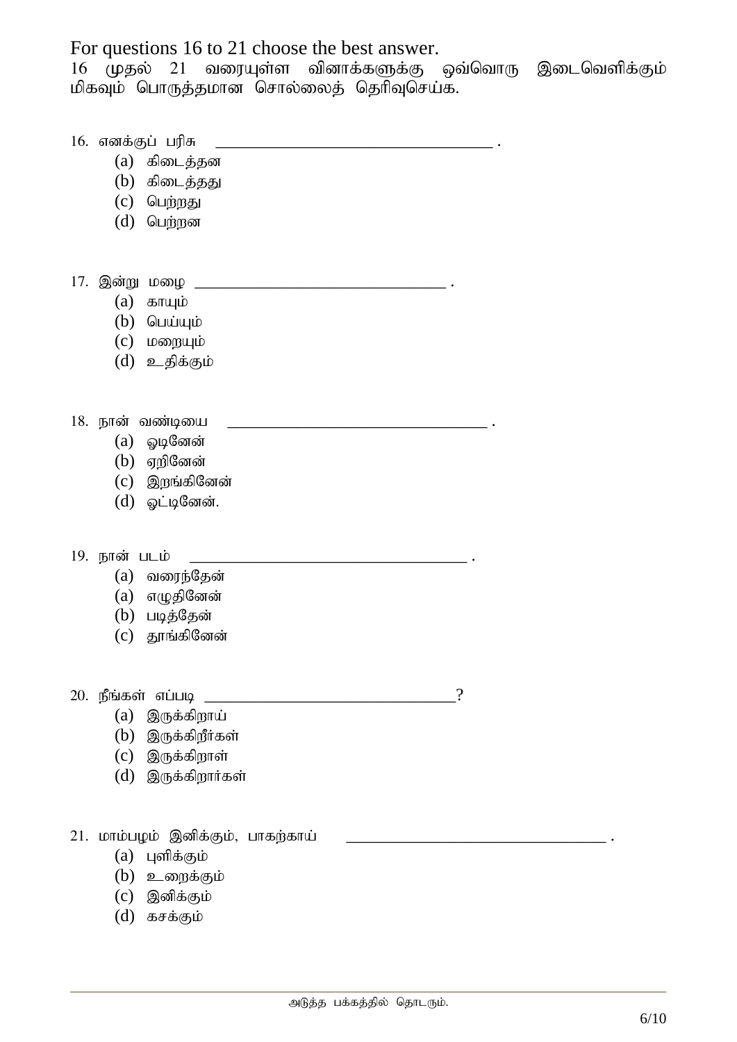For questions 16 to 21 choose the best answer.
16 முதல் 21 வரையுள்ள வினாக்களுக்கு ஒவ்வொரு இடைவெளிக்கும் மிகவும் பொருத்தமான சொல்லைத் தெரிவுசெய்க.

16. எனக்குப் பரிசு ________________________________ .
   (a) கிடைத்தன
   (b) கிடைத்தது
   (c) பெற்றது
   (d) பெற்றன

17. இன்று மழை ________________________________ .
   (a) காயும்
   (b) பெய்யும்
   (c) மறையும்
   (d) உதிக்கும்

18. நான் வண்டியை ________________________________ .
   (a) ஓடினேன்
   (b) ஏறினேன்
   (c) இறங்கினேன்
   (d) ஓட்டினேன்.

19. நான் படம் ________________________________ .
   (a) வரைந்தேன்
   (a) எழுதினேன்
   (b) படித்தேன்
   (c) தூங்கினேன்

20. நீங்கள் எப்படி ________________________________?
   (a) இருக்கிறாய்
   (b) இருக்கிறீர்கள்
   (c) இருக்கிறாள்
   (d) இருக்கிறார்கள்

21. மாம்பழம் இனிக்கும், பாகற்காய் ________________________________ .
   (a) புளிக்கும்
   (b) உறைக்கும்
   (c) இனிக்கும்
   (d) கசக்கும்

அடுத்த பக்கத்தில் தொடரும்.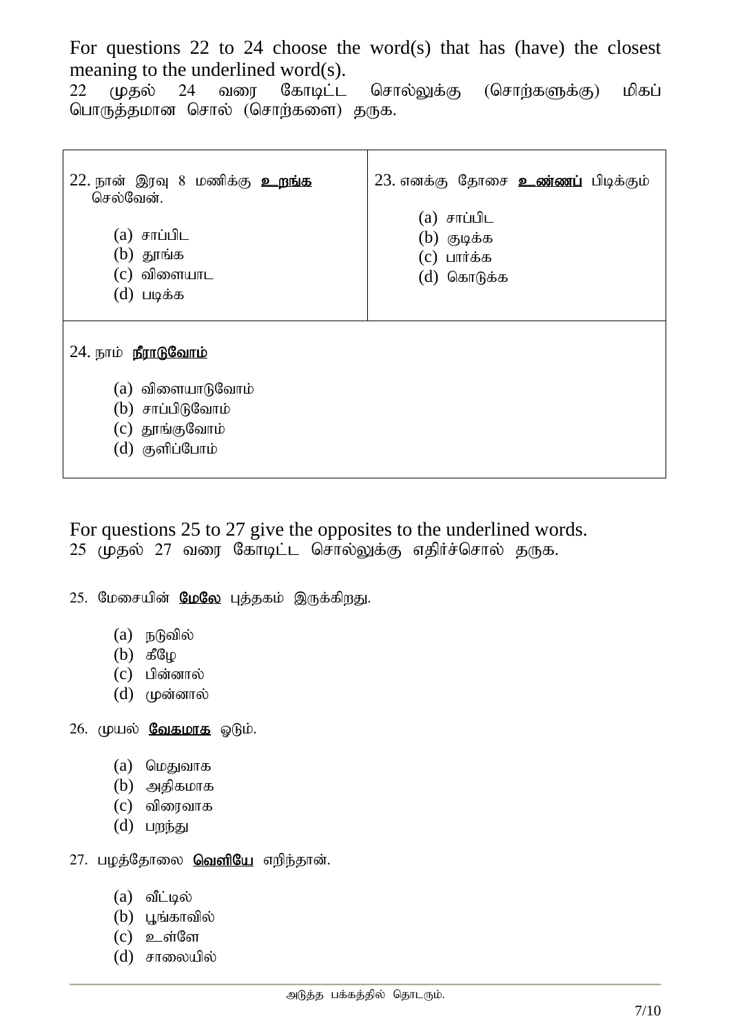For questions 22 to 24 choose the word(s) that has (have) the closest meaning to the underlined word(s).
22 முதல் 24 வரை கோடிட்ட சொல்லுக்கு (சொற்களுக்கு) மிகப் பொருத்தமான சொல் (சொற்களை) தருக.

22. நான் இரவு 8 மணிக்கு **உறங்க** செல்வேன்.

(a) சாப்பிட
(b) தூங்க
(c) விளையாட
(d) படிக்க

23. எனக்கு தோசை **உண்ணப்** பிடிக்கும்

(a) சாப்பிட
(b) குடிக்க
(c) பார்க்க
(d) கொடுக்க

24. நாம் **நீராடுவோம்**

(a) விளையாடுவோம்
(b) சாப்பிடுவோம்
(c) தூங்குவோம்
(d) குளிப்போம்

For questions 25 to 27 give the opposites to the underlined words.
25 முதல் 27 வரை கோடிட்ட சொல்லுக்கு எதிர்ச்சொல் தருக.

25. மேசையின் **மேலே** புத்தகம் இருக்கிறது.

(a) நடுவில்
(b) கீழே
(c) பின்னால்
(d) முன்னால்

26. முயல் **வேகமாக** ஓடும்.

(a) மெதுவாக
(b) அதிகமாக
(c) விரைவாக
(d) பறந்து

27. பழத்தோலை **வெளியே** எறிந்தான்.

(a) வீட்டில்
(b) பூங்காவில்
(c) உள்ளே
(d) சாலையில்

அடுத்த பக்கத்தில் தொடரும்.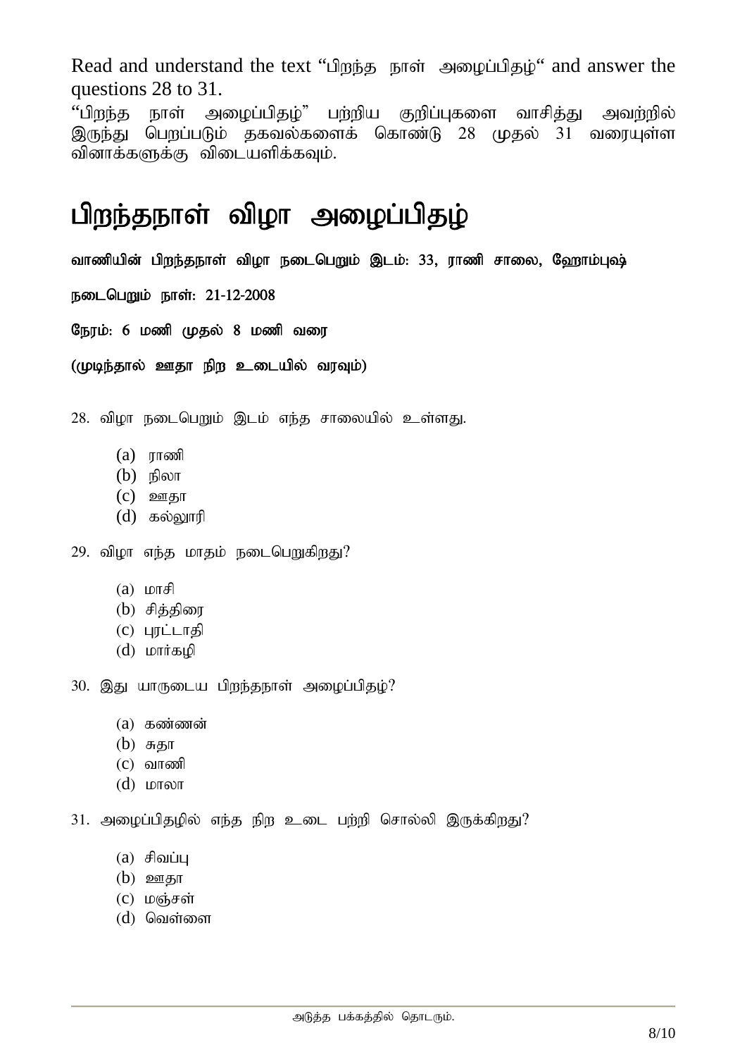Read and understand the text “பிறந்த நாள் அழைப்பிதழ்“ and answer the questions 28 to 31.

“பிறந்த நாள் அழைப்பிதழ்” பற்றிய குறிப்புகளை வாசித்து அவற்றில் இருந்து பெறப்படும் தகவல்களைக் கொண்டு 28 முதல் 31 வரையுள்ள வினாக்களுக்கு விடையளிக்கவும்.

# பிறந்தநாள் விழா அழைப்பிதழ்

**வாணியின் பிறந்தநாள் விழா நடைபெறும் இடம்: 33, ராணி சாலை, ஹோம்புஷ்**

**நடைபெறும் நாள்: 21-12-2008**

**நேரம்: 6 மணி முதல் 8 மணி வரை**

**(முடிந்தால் ஊதா நிற உடையில் வரவும்)**

28. விழா நடைபெறும் இடம் எந்த சாலையில் உள்ளது.

    (a) ராணி
    (b) நிலா
    (c) ஊதா
    (d) கல்லூரி

29. விழா எந்த மாதம் நடைபெறுகிறது?

    (a) மாசி
    (b) சித்திரை
    (c) புரட்டாதி
    (d) மார்கழி

30. இது யாருடைய பிறந்தநாள் அழைப்பிதழ்?

    (a) கண்ணன்
    (b) சுதா
    (c) வாணி
    (d) மாலா

31. அழைப்பிதழில் எந்த நிற உடை பற்றி சொல்லி இருக்கிறது?

    (a) சிவப்பு
    (b) ஊதா
    (c) மஞ்சள்
    (d) வெள்ளை

அடுத்த பக்கத்தில் தொடரும்.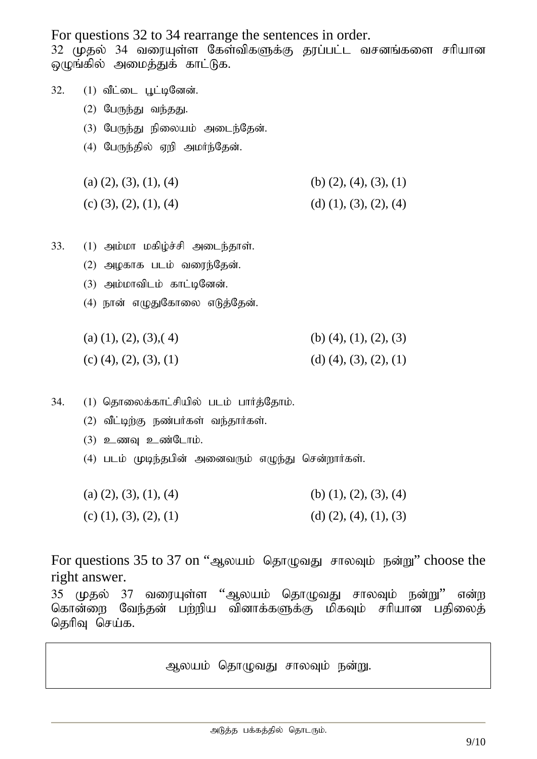For questions 32 to 34 rearrange the sentences in order.
32 முதல் 34 வரையுள்ள கேள்விகளுக்கு தரப்பட்ட வசனங்களை சரியான ஒழுங்கில் அமைத்துக் காட்டுக.

32. (1) வீட்டை பூட்டினேன்.
 (2) பேருந்து வந்தது.
 (3) பேருந்து நிலையம் அடைந்தேன்.
 (4) பேருந்தில் ஏறி அமர்ந்தேன்.

 (a) (2), (3), (1), (4)  (b) (2), (4), (3), (1)
 (c) (3), (2), (1), (4)  (d) (1), (3), (2), (4)

33. (1) அம்மா மகிழ்ச்சி அடைந்தாள்.
 (2) அழகாக படம் வரைந்தேன்.
 (3) அம்மாவிடம் காட்டினேன்.
 (4) நான் எழுதுகோலை எடுத்தேன்.

 (a) (1), (2), (3),( 4)  (b) (4), (1), (2), (3)
 (c) (4), (2), (3), (1)  (d) (4), (3), (2), (1)

34. (1) தொலைக்காட்சியில் படம் பார்த்தோம்.
 (2) வீட்டிற்கு நண்பர்கள் வந்தார்கள்.
 (3) உணவு உண்டோம்.
 (4) படம் முடிந்தபின் அனைவரும் எழுந்து சென்றார்கள்.

 (a) (2), (3), (1), (4)  (b) (1), (2), (3), (4)
 (c) (1), (3), (2), (1)  (d) (2), (4), (1), (3)

For questions 35 to 37 on "ஆலயம் தொழுவது சாலவும் நன்று" choose the right answer.
35 முதல் 37 வரையுள்ள "ஆலயம் தொழுவது சாலவும் நன்று" என்ற கொன்றை வேந்தன் பற்றிய வினாக்களுக்கு மிகவும் சரியான பதிலைத் தெரிவு செய்க.

| ஆலயம் தொழுவது சாலவும் நன்று. |
|---|

அடுத்த பக்கத்தில் தொடரும்.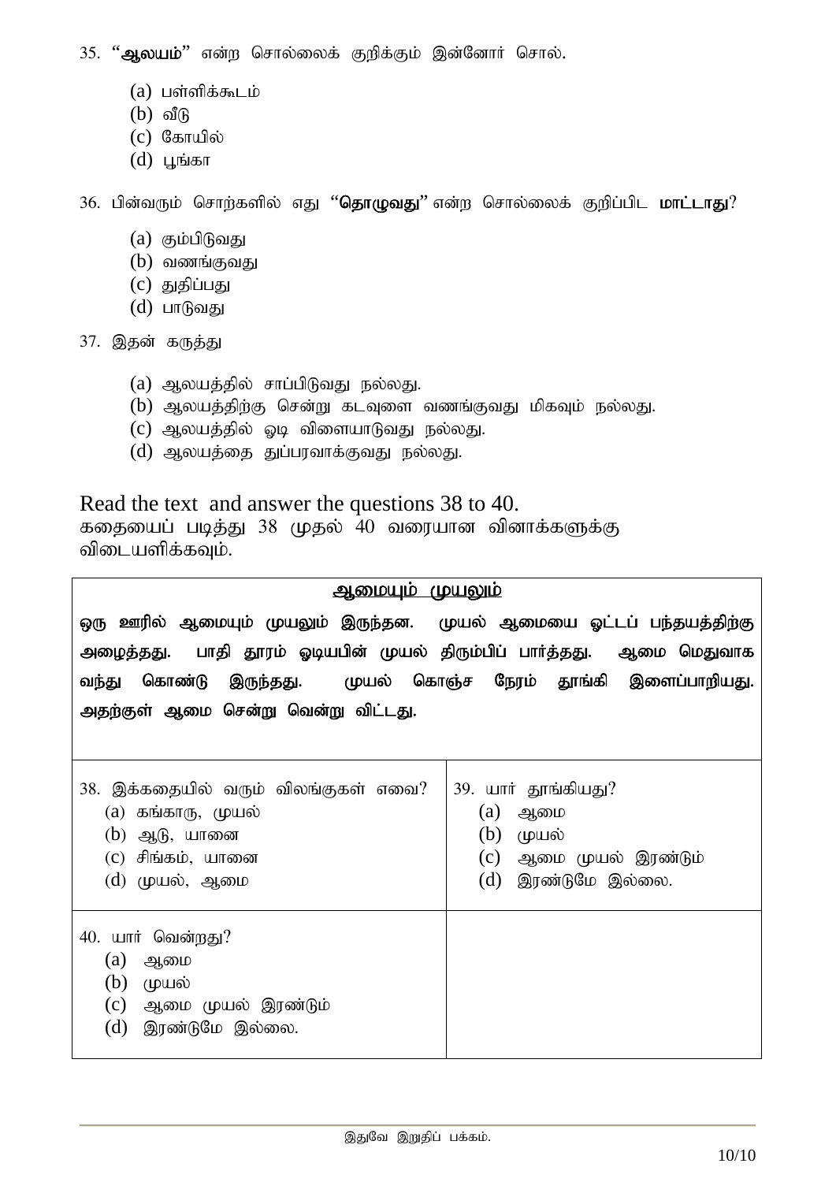35. "**ஆலயம்**" என்ற சொல்லைக் குறிக்கும் இன்னோர் சொல்.

(a) பள்ளிக்கூடம்
(b) வீடு
(c) கோயில்
(d) பூங்கா

36. பின்வரும் சொற்களில் எது "**தொழுவது**" என்ற சொல்லைக் குறிப்பிட **மாட்டாது**?

(a) கும்பிடுவது
(b) வணங்குவது
(c) துதிப்பது
(d) பாடுவது

37. இதன் கருத்து

(a) ஆலயத்தில் சாப்பிடுவது நல்லது.
(b) ஆலயத்திற்கு சென்று கடவுளை வணங்குவது மிகவும் நல்லது.
(c) ஆலயத்தில் ஓடி விளையாடுவது நல்லது.
(d) ஆலயத்தை துப்பரவாக்குவது நல்லது.

Read the text and answer the questions 38 to 40.
கதையைப் படித்து 38 முதல் 40 வரையான வினாக்களுக்கு விடையளிக்கவும்.

**ஆமையும் முயலும்**

**ஒரு ஊரில் ஆமையும் முயலும் இருந்தன. முயல் ஆமையை ஓட்டப் பந்தயத்திற்கு அழைத்தது. பாதி தூரம் ஓடியபின் முயல் திரும்பிப் பார்த்தது. ஆமை மெதுவாக வந்து கொண்டு இருந்தது. முயல் கொஞ்ச நேரம் தூங்கி இளைப்பாறியது. அதற்குள் ஆமை சென்று வென்று விட்டது.**

38. இக்கதையில் வரும் விலங்குகள் எவை?
(a) கங்காரு, முயல்
(b) ஆடு, யானை
(c) சிங்கம், யானை
(d) முயல், ஆமை

39. யார் தூங்கியது?
(a) ஆமை
(b) முயல்
(c) ஆமை முயல் இரண்டும்
(d) இரண்டுமே இல்லை.

40. யார் வென்றது?
(a) ஆமை
(b) முயல்
(c) ஆமை முயல் இரண்டும்
(d) இரண்டுமே இல்லை.

இதுவே இறுதிப் பக்கம்.